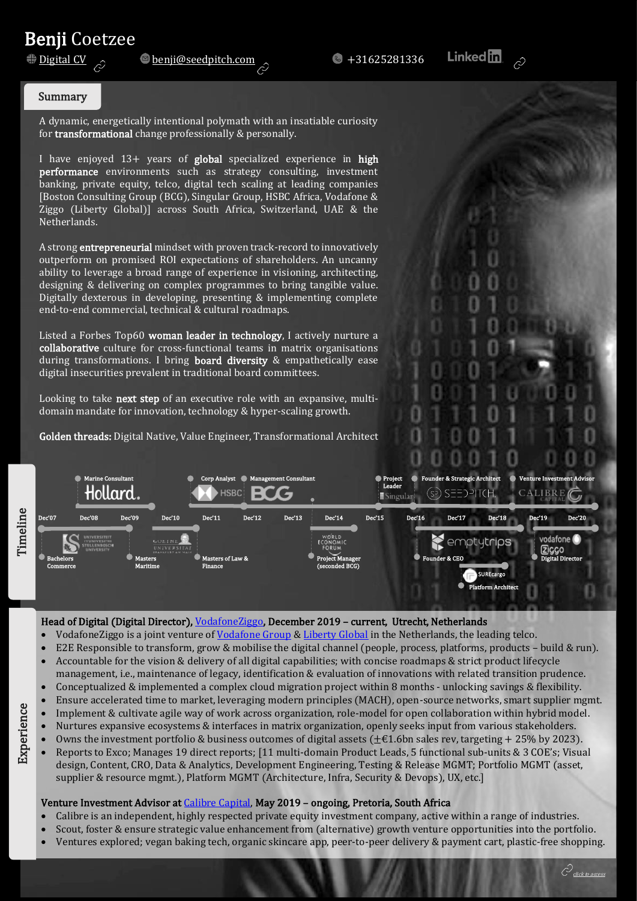# Benji Coetzee

Digital CV | benji@seedpitch.com | +31625281336 | LinkedIn

## Summary

A dynamic, energetically intentional polymath with an insatiable curiosity for **transformational** change professionally & personally.

I have enjoyed 13+ years of **global** specialized experience in **high performance** environments such as strategy consulting, investment banking, private equity, telco, digital tech scaling at leading companies [Boston Consulting Group (BCG), Singular Group, HSBC Africa, Vodafone & Ziggo (Liberty Global)] across South Africa, Switzerland, UAE & the Netherlands.

A strong **entrepreneurial** mindset with proven track-record to innovatively outperform on promised ROI expectations of shareholders. An uncanny ability to leverage a broad range of experience in visioning, architecting, designing & delivering on complex programmes to bring tangible value. Digitally dexterous in developing, presenting & implementing complete end-to-end commercial, technical & cultural roadmaps.

Listed a Forbes Top60 **woman leader in technology**, I actively nurture a **collaborative** culture for cross-functional teams in matrix organisations during transformations. I bring **board diversity** & empathetically ease digital insecurities prevalent in traditional board committees.

Looking to take **next step** of an executive role with an expansive, multi-domain mandate for innovation, technology & hyper-scaling growth.

**Golden threads:** Digital Native, Value Engineer, Transformational Architect

## Timeline

Dec'07 · Dec'08 · Dec'09 · Dec'10 · Dec'11 · Dec'12 · Dec'13 · Dec'14 · Dec'15 · Dec'16 · Dec'17 · Dec'18 · Dec'19 · Dec'20

- Marine Consultant – Hollard
- Corp Analyst – HSBC
- Management Consultant – BCG
- Project Leader – Singular
- Founder & Strategic Architect – SeedPitch
- Venture Investment Advisor – Calibre Capital
- Bachelors Commerce – Stellenbosch University
- Masters Maritime
- Masters of Law & Finance – Goethe Universität
- Project Manager (seconded BCG) – World Economic Forum
- Founder & CEO – emptytrips
- Platform Architect – SUREcargo
- Digital Director – Vodafone Ziggo

## Experience

**Head of Digital (Digital Director), VodafoneZiggo, December 2019 – current, Utrecht, Netherlands**

- VodafoneZiggo is a joint venture of Vodafone Group & Liberty Global in the Netherlands, the leading telco.
- E2E Responsible to transform, grow & mobilise the digital channel (people, process, platforms, products – build & run).
- Accountable for the vision & delivery of all digital capabilities; with concise roadmaps & strict product lifecycle management, i.e., maintenance of legacy, identification & evaluation of innovations with related transition prudence.
- Conceptualized & implemented a complex cloud migration project within 8 months - unlocking savings & flexibility.
- Ensure accelerated time to market, leveraging modern principles (MACH), open-source networks, smart supplier mgmt.
- Implement & cultivate agile way of work across organization, role-model for open collaboration within hybrid model.
- Nurtures expansive ecosystems & interfaces in matrix organization, openly seeks input from various stakeholders.
- Owns the investment portfolio & business outcomes of digital assets (±€1.6bn sales rev, targeting + 25% by 2023).
- Reports to Exco; Manages 19 direct reports; [11 multi-domain Product Leads, 5 functional sub-units & 3 COE's; Visual design, Content, CRO, Data & Analytics, Development Engineering, Testing & Release MGMT; Portfolio MGMT (asset, supplier & resource mgmt.), Platform MGMT (Architecture, Infra, Security & Devops), UX, etc.]

**Venture Investment Advisor at Calibre Capital, May 2019 – ongoing, Pretoria, South Africa**

- Calibre is an independent, highly respected private equity investment company, active within a range of industries.
- Scout, foster & ensure strategic value enhancement from (alternative) growth venture opportunities into the portfolio.
- Ventures explored; vegan baking tech, organic skincare app, peer-to-peer delivery & payment cart, plastic-free shopping.

click to access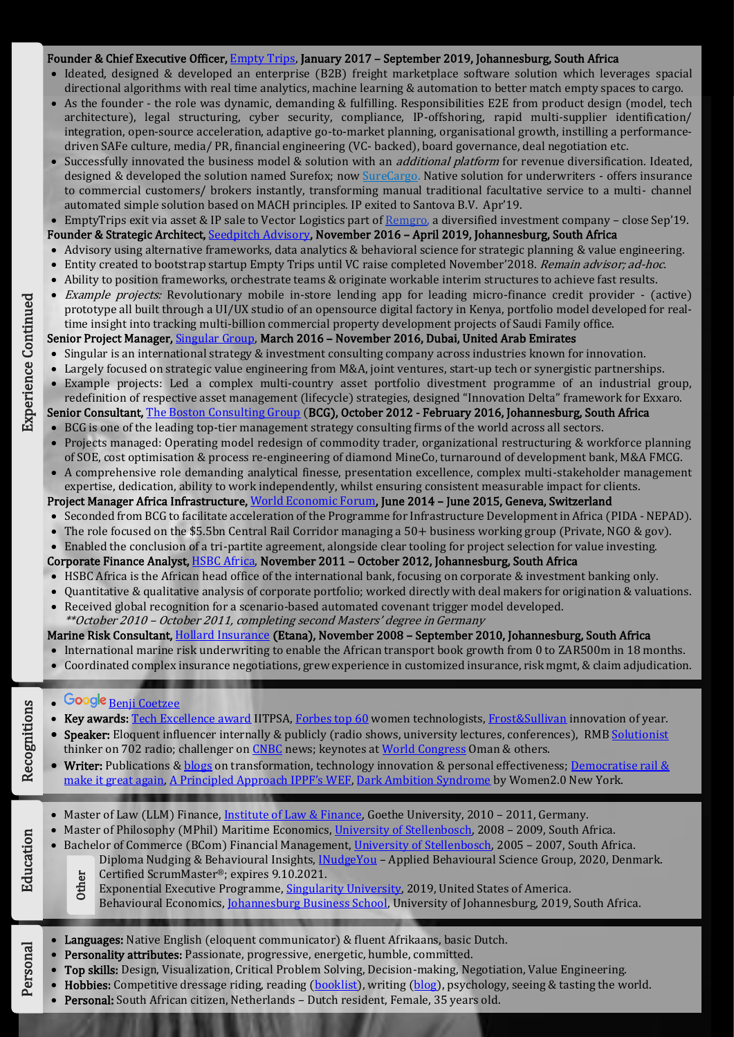## Experience Continued

**Founder & Chief Executive Officer, Empty Trips, January 2017 – September 2019, Johannesburg, South Africa**

- Ideated, designed & developed an enterprise (B2B) freight marketplace software solution which leverages spacial directional algorithms with real time analytics, machine learning & automation to better match empty spaces to cargo.
- As the founder - the role was dynamic, demanding & fulfilling. Responsibilities E2E from product design (model, tech architecture), legal structuring, cyber security, compliance, IP-offshoring, rapid multi-supplier identification/ integration, open-source acceleration, adaptive go-to-market planning, organisational growth, instilling a performance-driven SAFe culture, media/ PR, financial engineering (VC- backed), board governance, deal negotiation etc.
- Successfully innovated the business model & solution with an *additional platform* for revenue diversification. Ideated, designed & developed the solution named Surefox; now SureCargo. Native solution for underwriters - offers insurance to commercial customers/ brokers instantly, transforming manual traditional facultative service to a multi- channel automated simple solution based on MACH principles. IP exited to Santova B.V. Apr'19.
- EmptyTrips exit via asset & IP sale to Vector Logistics part of Remgro, a diversified investment company – close Sep'19.

**Founder & Strategic Architect, Seedpitch Advisory, November 2016 – April 2019, Johannesburg, South Africa**

- Advisory using alternative frameworks, data analytics & behavioral science for strategic planning & value engineering.
- Entity created to bootstrap startup Empty Trips until VC raise completed November'2018. *Remain advisor; ad-hoc.*
- Ability to position frameworks, orchestrate teams & originate workable interim structures to achieve fast results.
- *Example projects:* Revolutionary mobile in-store lending app for leading micro-finance credit provider - (active) prototype all built through a UI/UX studio of an opensource digital factory in Kenya, portfolio model developed for real-time insight into tracking multi-billion commercial property development projects of Saudi Family office.

**Senior Project Manager, Singular Group, March 2016 – November 2016, Dubai, United Arab Emirates**

- Singular is an international strategy & investment consulting company across industries known for innovation.
- Largely focused on strategic value engineering from M&A, joint ventures, start-up tech or synergistic partnerships.
- Example projects: Led a complex multi-country asset portfolio divestment programme of an industrial group, redefinition of respective asset management (lifecycle) strategies, designed "Innovation Delta" framework for Exxaro.

**Senior Consultant, The Boston Consulting Group (BCG), October 2012 - February 2016, Johannesburg, South Africa**

- BCG is one of the leading top-tier management strategy consulting firms of the world across all sectors.
- Projects managed: Operating model redesign of commodity trader, organizational restructuring & workforce planning of SOE, cost optimisation & process re-engineering of diamond MineCo, turnaround of development bank, M&A FMCG.
- A comprehensive role demanding analytical finesse, presentation excellence, complex multi-stakeholder management expertise, dedication, ability to work independently, whilst ensuring consistent measurable impact for clients.

**Project Manager Africa Infrastructure, World Economic Forum, June 2014 – June 2015, Geneva, Switzerland**

- Seconded from BCG to facilitate acceleration of the Programme for Infrastructure Development in Africa (PIDA - NEPAD).
- The role focused on the \$5.5bn Central Rail Corridor managing a 50+ business working group (Private, NGO & gov).
- Enabled the conclusion of a tri-partite agreement, alongside clear tooling for project selection for value investing.

**Corporate Finance Analyst, HSBC Africa, November 2011 – October 2012, Johannesburg, South Africa**

- HSBC Africa is the African head office of the international bank, focusing on corporate & investment banking only.
- Quantitative & qualitative analysis of corporate portfolio; worked directly with deal makers for origination & valuations.
- Received global recognition for a scenario-based automated covenant trigger model developed.

*\*\*October 2010 – October 2011, completing second Masters' degree in Germany*

**Marine Risk Consultant, Holland Insurance (Etana), November 2008 – September 2010, Johannesburg, South Africa**

- International marine risk underwriting to enable the African transport book growth from 0 to ZAR500m in 18 months.
- Coordinated complex insurance negotiations, grew experience in customized insurance, risk mgmt, & claim adjudication.

## Recognitions

- Google Benji Coetzee
- **Key awards:** Tech Excellence award IITPSA, Forbes top 60 women technologists, Frost&Sullivan innovation of year.
- **Speaker:** Eloquent influencer internally & publicly (radio shows, university lectures, conferences), RMB Solutionist thinker on 702 radio; challenger on CNBC news; keynotes at World Congress Oman & others.
- **Writer:** Publications & blogs on transformation, technology innovation & personal effectiveness; Democratise rail & make it great again, A Principled Approach IPPF's WEF, Dark Ambition Syndrome by Women2.0 New York.

## Education

- Master of Law (LLM) Finance, Institute of Law & Finance, Goethe University, 2010 – 2011, Germany.
- Master of Philosophy (MPhil) Maritime Economics, University of Stellenbosch, 2008 – 2009, South Africa.
- Bachelor of Commerce (BCom) Financial Management, University of Stellenbosch, 2005 – 2007, South Africa.

**Other**

- Diploma Nudging & Behavioural Insights, INudgeYou – Applied Behavioural Science Group, 2020, Denmark.
- Certified ScrumMaster®; expires 9.10.2021.
- Exponential Executive Programme, Singularity University, 2019, United States of America.
- Behavioural Economics, Johannesburg Business School, University of Johannesburg, 2019, South Africa.

## Personal

- **Languages:** Native English (eloquent communicator) & fluent Afrikaans, basic Dutch.
- **Personality attributes:** Passionate, progressive, energetic, humble, committed.
- **Top skills:** Design, Visualization, Critical Problem Solving, Decision-making, Negotiation, Value Engineering.
- **Hobbies:** Competitive dressage riding, reading (booklist), writing (blog), psychology, seeing & tasting the world.
- **Personal:** South African citizen, Netherlands – Dutch resident, Female, 35 years old.